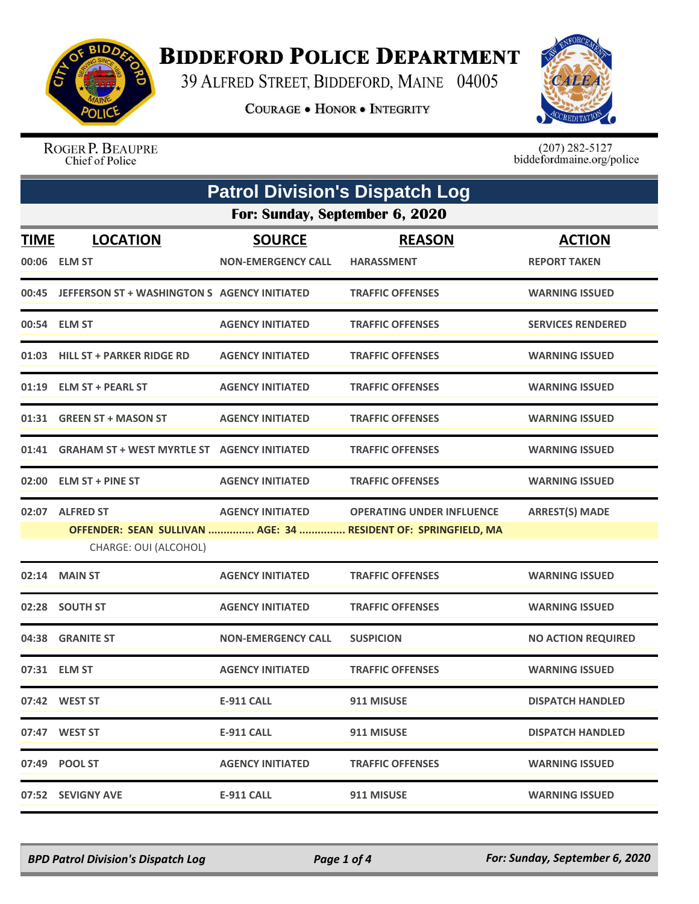# Biddeford Police Department

39 Alfred Street, Biddeford, Maine 04005

Courage • Honor • Integrity

Roger P. Beaupre
Chief of Police

(207) 282-5127
biddefordmaine.org/police

## Patrol Division's Dispatch Log

### For: Sunday, September 6, 2020

| TIME | LOCATION | SOURCE | REASON | ACTION |
|---|---|---|---|---|
| 00:06 | ELM ST | NON-EMERGENCY CALL | HARASSMENT | REPORT TAKEN |
| 00:45 | JEFFERSON ST + WASHINGTON S | AGENCY INITIATED | TRAFFIC OFFENSES | WARNING ISSUED |
| 00:54 | ELM ST | AGENCY INITIATED | TRAFFIC OFFENSES | SERVICES RENDERED |
| 01:03 | HILL ST + PARKER RIDGE RD | AGENCY INITIATED | TRAFFIC OFFENSES | WARNING ISSUED |
| 01:19 | ELM ST + PEARL ST | AGENCY INITIATED | TRAFFIC OFFENSES | WARNING ISSUED |
| 01:31 | GREEN ST + MASON ST | AGENCY INITIATED | TRAFFIC OFFENSES | WARNING ISSUED |
| 01:41 | GRAHAM ST + WEST MYRTLE ST | AGENCY INITIATED | TRAFFIC OFFENSES | WARNING ISSUED |
| 02:00 | ELM ST + PINE ST | AGENCY INITIATED | TRAFFIC OFFENSES | WARNING ISSUED |
| 02:07 | ALFRED ST | AGENCY INITIATED | OPERATING UNDER INFLUENCE | ARREST(S) MADE |
| | OFFENDER: SEAN SULLIVAN ............... AGE: 34 ............... RESIDENT OF: SPRINGFIELD, MA<br>CHARGE: OUI (ALCOHOL) | | | |
| 02:14 | MAIN ST | AGENCY INITIATED | TRAFFIC OFFENSES | WARNING ISSUED |
| 02:28 | SOUTH ST | AGENCY INITIATED | TRAFFIC OFFENSES | WARNING ISSUED |
| 04:38 | GRANITE ST | NON-EMERGENCY CALL | SUSPICION | NO ACTION REQUIRED |
| 07:31 | ELM ST | AGENCY INITIATED | TRAFFIC OFFENSES | WARNING ISSUED |
| 07:42 | WEST ST | E-911 CALL | 911 MISUSE | DISPATCH HANDLED |
| 07:47 | WEST ST | E-911 CALL | 911 MISUSE | DISPATCH HANDLED |
| 07:49 | POOL ST | AGENCY INITIATED | TRAFFIC OFFENSES | WARNING ISSUED |
| 07:52 | SEVIGNY AVE | E-911 CALL | 911 MISUSE | WARNING ISSUED |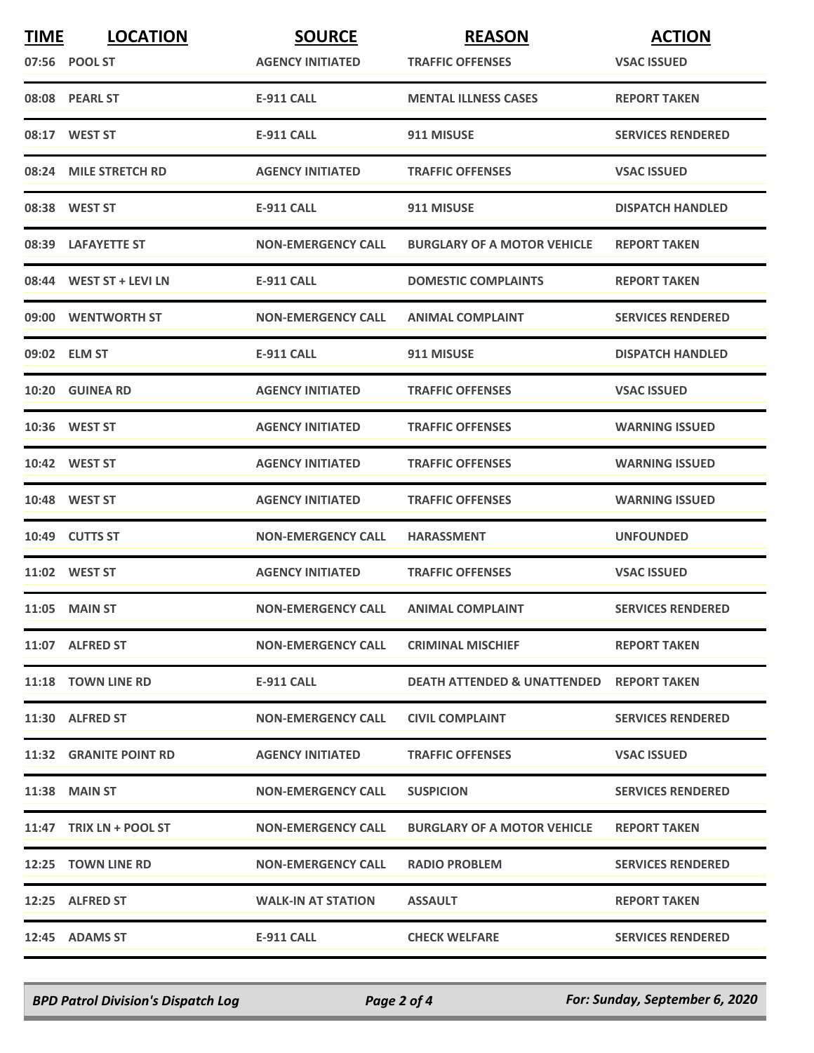| TIME | LOCATION | SOURCE | REASON | ACTION |
|---|---|---|---|---|
| 07:56 | POOL ST | AGENCY INITIATED | TRAFFIC OFFENSES | VSAC ISSUED |
| 08:08 | PEARL ST | E-911 CALL | MENTAL ILLNESS CASES | REPORT TAKEN |
| 08:17 | WEST ST | E-911 CALL | 911 MISUSE | SERVICES RENDERED |
| 08:24 | MILE STRETCH RD | AGENCY INITIATED | TRAFFIC OFFENSES | VSAC ISSUED |
| 08:38 | WEST ST | E-911 CALL | 911 MISUSE | DISPATCH HANDLED |
| 08:39 | LAFAYETTE ST | NON-EMERGENCY CALL | BURGLARY OF A MOTOR VEHICLE | REPORT TAKEN |
| 08:44 | WEST ST + LEVI LN | E-911 CALL | DOMESTIC COMPLAINTS | REPORT TAKEN |
| 09:00 | WENTWORTH ST | NON-EMERGENCY CALL | ANIMAL COMPLAINT | SERVICES RENDERED |
| 09:02 | ELM ST | E-911 CALL | 911 MISUSE | DISPATCH HANDLED |
| 10:20 | GUINEA RD | AGENCY INITIATED | TRAFFIC OFFENSES | VSAC ISSUED |
| 10:36 | WEST ST | AGENCY INITIATED | TRAFFIC OFFENSES | WARNING ISSUED |
| 10:42 | WEST ST | AGENCY INITIATED | TRAFFIC OFFENSES | WARNING ISSUED |
| 10:48 | WEST ST | AGENCY INITIATED | TRAFFIC OFFENSES | WARNING ISSUED |
| 10:49 | CUTTS ST | NON-EMERGENCY CALL | HARASSMENT | UNFOUNDED |
| 11:02 | WEST ST | AGENCY INITIATED | TRAFFIC OFFENSES | VSAC ISSUED |
| 11:05 | MAIN ST | NON-EMERGENCY CALL | ANIMAL COMPLAINT | SERVICES RENDERED |
| 11:07 | ALFRED ST | NON-EMERGENCY CALL | CRIMINAL MISCHIEF | REPORT TAKEN |
| 11:18 | TOWN LINE RD | E-911 CALL | DEATH ATTENDED & UNATTENDED | REPORT TAKEN |
| 11:30 | ALFRED ST | NON-EMERGENCY CALL | CIVIL COMPLAINT | SERVICES RENDERED |
| 11:32 | GRANITE POINT RD | AGENCY INITIATED | TRAFFIC OFFENSES | VSAC ISSUED |
| 11:38 | MAIN ST | NON-EMERGENCY CALL | SUSPICION | SERVICES RENDERED |
| 11:47 | TRIX LN + POOL ST | NON-EMERGENCY CALL | BURGLARY OF A MOTOR VEHICLE | REPORT TAKEN |
| 12:25 | TOWN LINE RD | NON-EMERGENCY CALL | RADIO PROBLEM | SERVICES RENDERED |
| 12:25 | ALFRED ST | WALK-IN AT STATION | ASSAULT | REPORT TAKEN |
| 12:45 | ADAMS ST | E-911 CALL | CHECK WELFARE | SERVICES RENDERED |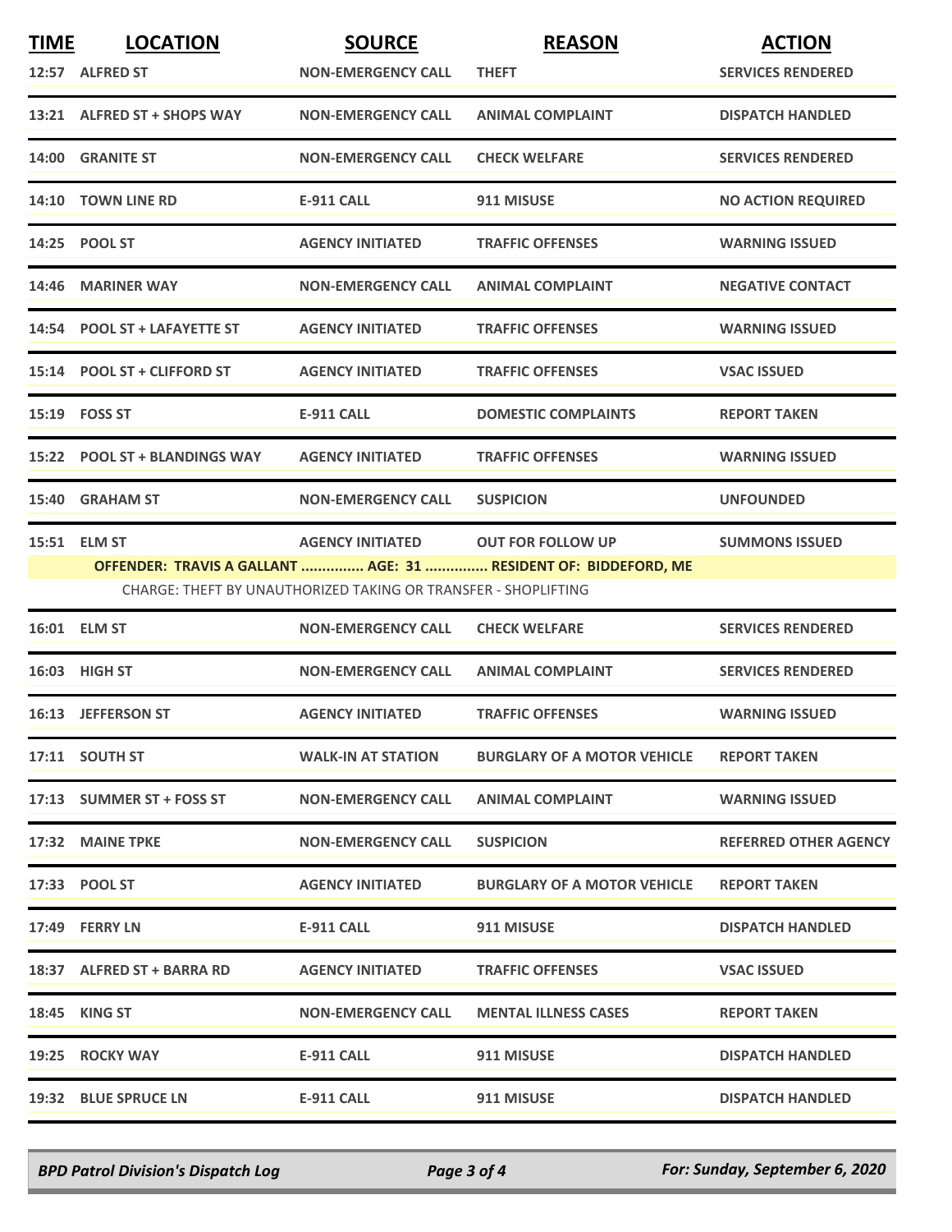| TIME | LOCATION | SOURCE | REASON | ACTION |
|---|---|---|---|---|
| 12:57 | ALFRED ST | NON-EMERGENCY CALL | THEFT | SERVICES RENDERED |
| 13:21 | ALFRED ST + SHOPS WAY | NON-EMERGENCY CALL | ANIMAL COMPLAINT | DISPATCH HANDLED |
| 14:00 | GRANITE ST | NON-EMERGENCY CALL | CHECK WELFARE | SERVICES RENDERED |
| 14:10 | TOWN LINE RD | E-911 CALL | 911 MISUSE | NO ACTION REQUIRED |
| 14:25 | POOL ST | AGENCY INITIATED | TRAFFIC OFFENSES | WARNING ISSUED |
| 14:46 | MARINER WAY | NON-EMERGENCY CALL | ANIMAL COMPLAINT | NEGATIVE CONTACT |
| 14:54 | POOL ST + LAFAYETTE ST | AGENCY INITIATED | TRAFFIC OFFENSES | WARNING ISSUED |
| 15:14 | POOL ST + CLIFFORD ST | AGENCY INITIATED | TRAFFIC OFFENSES | VSAC ISSUED |
| 15:19 | FOSS ST | E-911 CALL | DOMESTIC COMPLAINTS | REPORT TAKEN |
| 15:22 | POOL ST + BLANDINGS WAY | AGENCY INITIATED | TRAFFIC OFFENSES | WARNING ISSUED |
| 15:40 | GRAHAM ST | NON-EMERGENCY CALL | SUSPICION | UNFOUNDED |
| 15:51 | ELM ST | AGENCY INITIATED | OUT FOR FOLLOW UP | SUMMONS ISSUED |
| | **OFFENDER: TRAVIS A GALLANT ............... AGE: 31 ............... RESIDENT OF: BIDDEFORD, ME** | | | |
| | CHARGE: THEFT BY UNAUTHORIZED TAKING OR TRANSFER - SHOPLIFTING | | | |
| 16:01 | ELM ST | NON-EMERGENCY CALL | CHECK WELFARE | SERVICES RENDERED |
| 16:03 | HIGH ST | NON-EMERGENCY CALL | ANIMAL COMPLAINT | SERVICES RENDERED |
| 16:13 | JEFFERSON ST | AGENCY INITIATED | TRAFFIC OFFENSES | WARNING ISSUED |
| 17:11 | SOUTH ST | WALK-IN AT STATION | BURGLARY OF A MOTOR VEHICLE | REPORT TAKEN |
| 17:13 | SUMMER ST + FOSS ST | NON-EMERGENCY CALL | ANIMAL COMPLAINT | WARNING ISSUED |
| 17:32 | MAINE TPKE | NON-EMERGENCY CALL | SUSPICION | REFERRED OTHER AGENCY |
| 17:33 | POOL ST | AGENCY INITIATED | BURGLARY OF A MOTOR VEHICLE | REPORT TAKEN |
| 17:49 | FERRY LN | E-911 CALL | 911 MISUSE | DISPATCH HANDLED |
| 18:37 | ALFRED ST + BARRA RD | AGENCY INITIATED | TRAFFIC OFFENSES | VSAC ISSUED |
| 18:45 | KING ST | NON-EMERGENCY CALL | MENTAL ILLNESS CASES | REPORT TAKEN |
| 19:25 | ROCKY WAY | E-911 CALL | 911 MISUSE | DISPATCH HANDLED |
| 19:32 | BLUE SPRUCE LN | E-911 CALL | 911 MISUSE | DISPATCH HANDLED |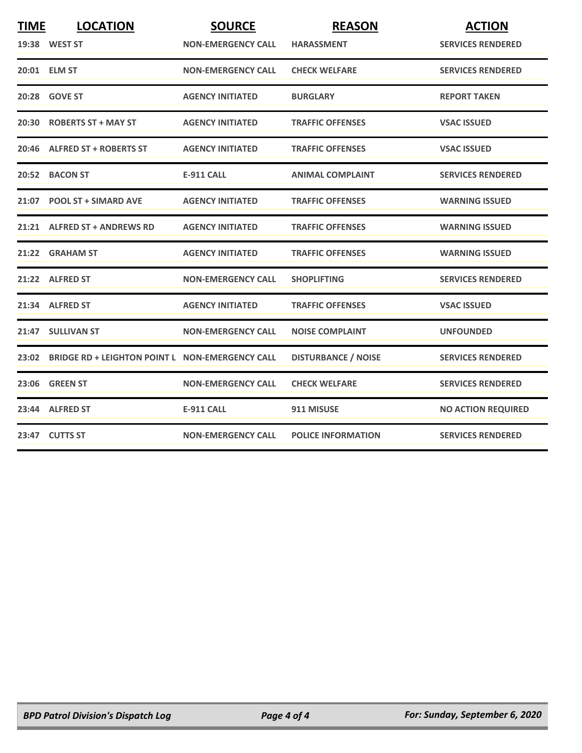| TIME | LOCATION | SOURCE | REASON | ACTION |
|---|---|---|---|---|
| 19:38 | WEST ST | NON-EMERGENCY CALL | HARASSMENT | SERVICES RENDERED |
| 20:01 | ELM ST | NON-EMERGENCY CALL | CHECK WELFARE | SERVICES RENDERED |
| 20:28 | GOVE ST | AGENCY INITIATED | BURGLARY | REPORT TAKEN |
| 20:30 | ROBERTS ST + MAY ST | AGENCY INITIATED | TRAFFIC OFFENSES | VSAC ISSUED |
| 20:46 | ALFRED ST + ROBERTS ST | AGENCY INITIATED | TRAFFIC OFFENSES | VSAC ISSUED |
| 20:52 | BACON ST | E-911 CALL | ANIMAL COMPLAINT | SERVICES RENDERED |
| 21:07 | POOL ST + SIMARD AVE | AGENCY INITIATED | TRAFFIC OFFENSES | WARNING ISSUED |
| 21:21 | ALFRED ST + ANDREWS RD | AGENCY INITIATED | TRAFFIC OFFENSES | WARNING ISSUED |
| 21:22 | GRAHAM ST | AGENCY INITIATED | TRAFFIC OFFENSES | WARNING ISSUED |
| 21:22 | ALFRED ST | NON-EMERGENCY CALL | SHOPLIFTING | SERVICES RENDERED |
| 21:34 | ALFRED ST | AGENCY INITIATED | TRAFFIC OFFENSES | VSAC ISSUED |
| 21:47 | SULLIVAN ST | NON-EMERGENCY CALL | NOISE COMPLAINT | UNFOUNDED |
| 23:02 | BRIDGE RD + LEIGHTON POINT L | NON-EMERGENCY CALL | DISTURBANCE / NOISE | SERVICES RENDERED |
| 23:06 | GREEN ST | NON-EMERGENCY CALL | CHECK WELFARE | SERVICES RENDERED |
| 23:44 | ALFRED ST | E-911 CALL | 911 MISUSE | NO ACTION REQUIRED |
| 23:47 | CUTTS ST | NON-EMERGENCY CALL | POLICE INFORMATION | SERVICES RENDERED |